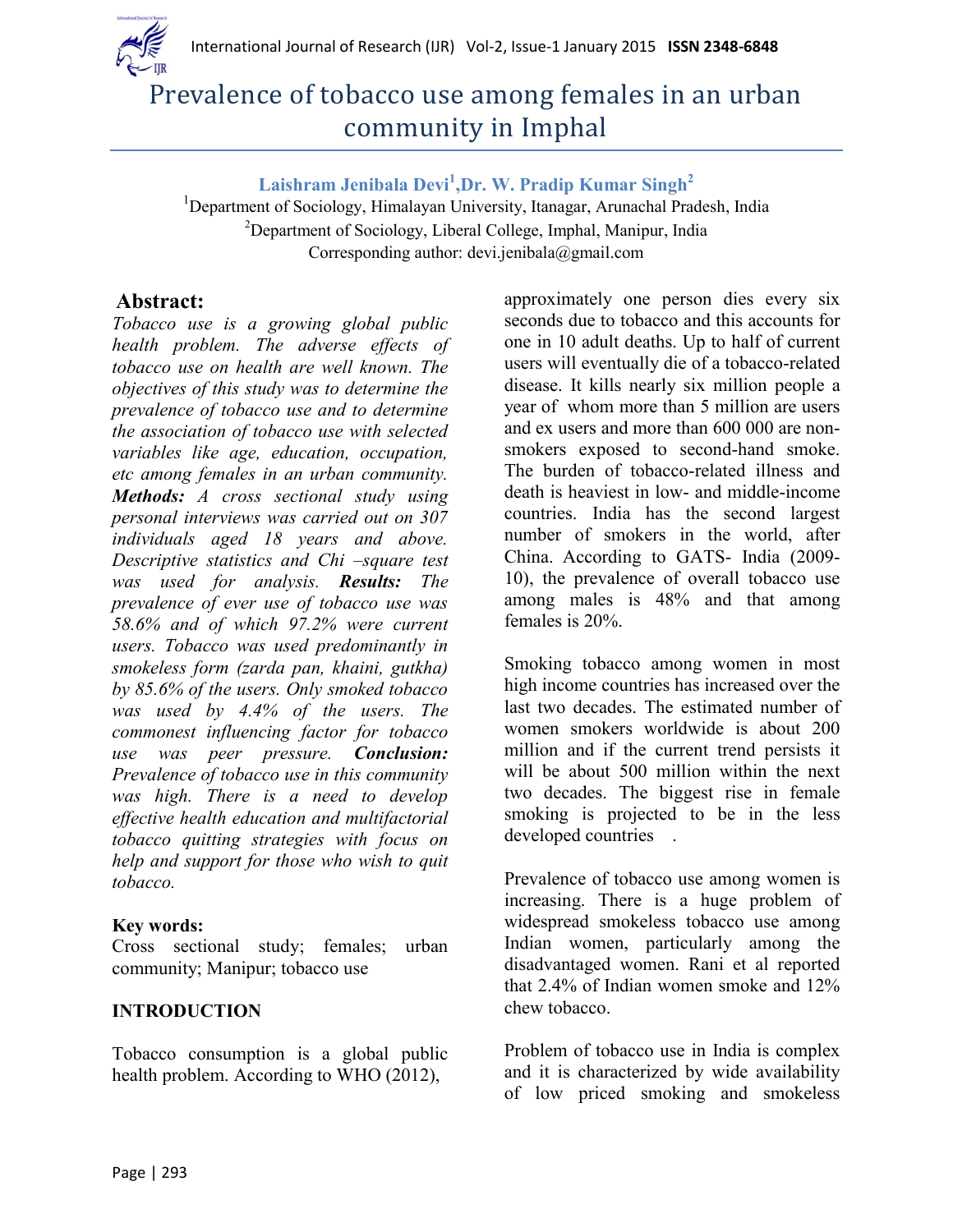# Prevalence of tobacco use among females in an urban community in Imphal

**Laishram Jenibala Devi[1], Dr. W. Pradip Kumar Singh[2]**

[1]Department of Sociology, Himalayan University, Itanagar, Arunachal Pradesh, India
[2]Department of Sociology, Liberal College, Imphal, Manipur, India
Corresponding author: devi.jenibala@gmail.com

## Abstract:

*Tobacco use is a growing global public health problem. The adverse effects of tobacco use on health are well known. The objectives of this study was to determine the prevalence of tobacco use and to determine the association of tobacco use with selected variables like age, education, occupation, etc among females in an urban community.* ***Methods:*** *A cross sectional study using personal interviews was carried out on 307 individuals aged 18 years and above. Descriptive statistics and Chi –square test was used for analysis.* ***Results:*** *The prevalence of ever use of tobacco use was 58.6% and of which 97.2% were current users. Tobacco was used predominantly in smokeless form (zarda pan, khaini, gutkha) by 85.6% of the users. Only smoked tobacco was used by 4.4% of the users. The commonest influencing factor for tobacco use was peer pressure.* ***Conclusion:*** *Prevalence of tobacco use in this community was high. There is a need to develop effective health education and multifactorial tobacco quitting strategies with focus on help and support for those who wish to quit tobacco.*

**Key words:**
Cross sectional study; females; urban community; Manipur; tobacco use

## INTRODUCTION

Tobacco consumption is a global public health problem. According to WHO (2012), approximately one person dies every six seconds due to tobacco and this accounts for one in 10 adult deaths. Up to half of current users will eventually die of a tobacco-related disease. It kills nearly six million people a year of whom more than 5 million are users and ex users and more than 600 000 are non-smokers exposed to second-hand smoke. The burden of tobacco-related illness and death is heaviest in low- and middle-income countries. India has the second largest number of smokers in the world, after China. According to GATS- India (2009-10), the prevalence of overall tobacco use among males is 48% and that among females is 20%.

Smoking tobacco among women in most high income countries has increased over the last two decades. The estimated number of women smokers worldwide is about 200 million and if the current trend persists it will be about 500 million within the next two decades. The biggest rise in female smoking is projected to be in the less developed countries .

Prevalence of tobacco use among women is increasing. There is a huge problem of widespread smokeless tobacco use among Indian women, particularly among the disadvantaged women. Rani et al reported that 2.4% of Indian women smoke and 12% chew tobacco.

Problem of tobacco use in India is complex and it is characterized by wide availability of low priced smoking and smokeless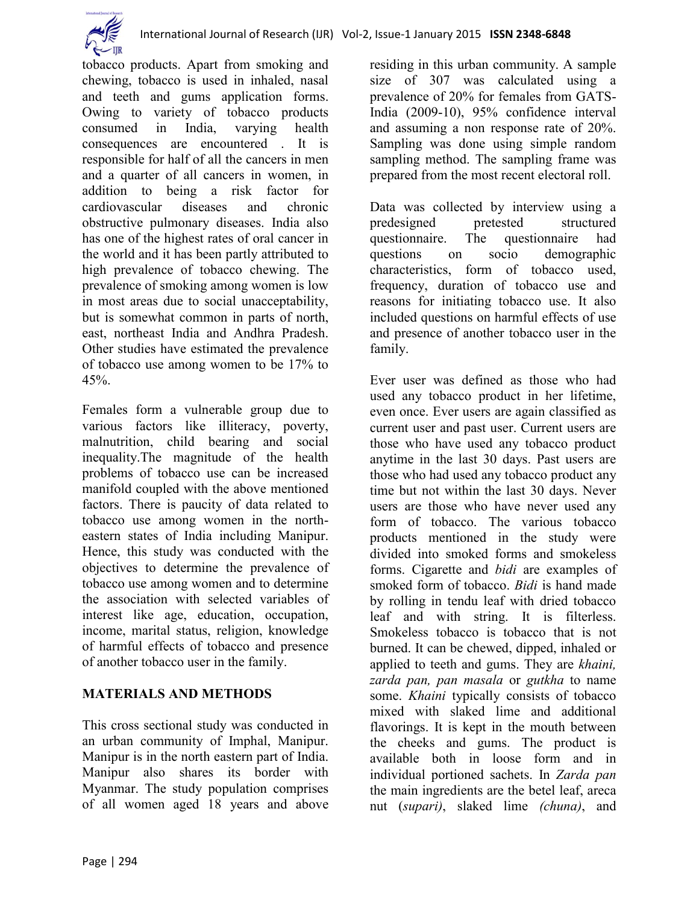tobacco products. Apart from smoking and chewing, tobacco is used in inhaled, nasal and teeth and gums application forms. Owing to variety of tobacco products consumed in India, varying health consequences are encountered . It is responsible for half of all the cancers in men and a quarter of all cancers in women, in addition to being a risk factor for cardiovascular diseases and chronic obstructive pulmonary diseases. India also has one of the highest rates of oral cancer in the world and it has been partly attributed to high prevalence of tobacco chewing. The prevalence of smoking among women is low in most areas due to social unacceptability, but is somewhat common in parts of north, east, northeast India and Andhra Pradesh. Other studies have estimated the prevalence of tobacco use among women to be 17% to 45%.

Females form a vulnerable group due to various factors like illiteracy, poverty, malnutrition, child bearing and social inequality.The magnitude of the health problems of tobacco use can be increased manifold coupled with the above mentioned factors. There is paucity of data related to tobacco use among women in the north-eastern states of India including Manipur. Hence, this study was conducted with the objectives to determine the prevalence of tobacco use among women and to determine the association with selected variables of interest like age, education, occupation, income, marital status, religion, knowledge of harmful effects of tobacco and presence of another tobacco user in the family.

## MATERIALS AND METHODS

This cross sectional study was conducted in an urban community of Imphal, Manipur. Manipur is in the north eastern part of India. Manipur also shares its border with Myanmar. The study population comprises of all women aged 18 years and above residing in this urban community. A sample size of 307 was calculated using a prevalence of 20% for females from GATS-India (2009-10), 95% confidence interval and assuming a non response rate of 20%. Sampling was done using simple random sampling method. The sampling frame was prepared from the most recent electoral roll.

Data was collected by interview using a predesigned pretested structured questionnaire. The questionnaire had questions on socio demographic characteristics, form of tobacco used, frequency, duration of tobacco use and reasons for initiating tobacco use. It also included questions on harmful effects of use and presence of another tobacco user in the family.

Ever user was defined as those who had used any tobacco product in her lifetime, even once. Ever users are again classified as current user and past user. Current users are those who have used any tobacco product anytime in the last 30 days. Past users are those who had used any tobacco product any time but not within the last 30 days. Never users are those who have never used any form of tobacco. The various tobacco products mentioned in the study were divided into smoked forms and smokeless forms. Cigarette and *bidi* are examples of smoked form of tobacco. *Bidi* is hand made by rolling in tendu leaf with dried tobacco leaf and with string. It is filterless. Smokeless tobacco is tobacco that is not burned. It can be chewed, dipped, inhaled or applied to teeth and gums. They are *khaini, zarda pan, pan masala* or *gutkha* to name some. *Khaini* typically consists of tobacco mixed with slaked lime and additional flavorings. It is kept in the mouth between the cheeks and gums. The product is available both in loose form and in individual portioned sachets. In *Zarda pan* the main ingredients are the betel leaf, areca nut (*supari)*, slaked lime *(chuna)*, and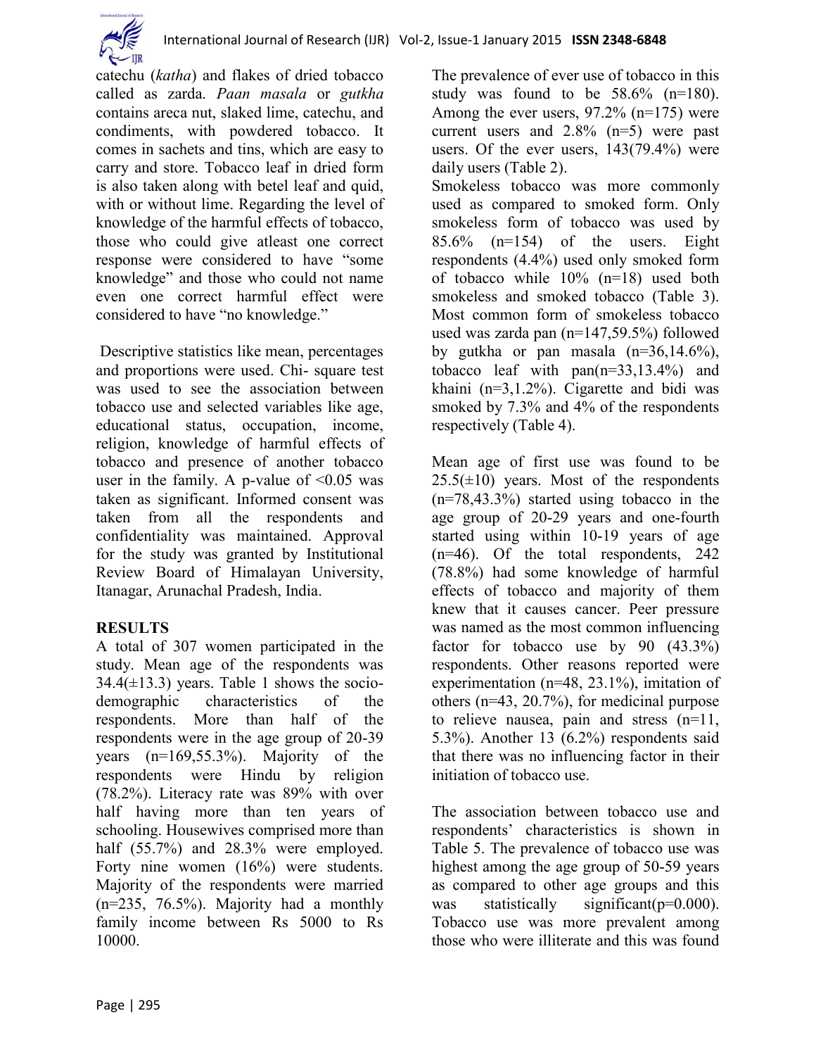catechu (*katha*) and flakes of dried tobacco called as zarda. *Paan masala* or *gutkha* contains areca nut, slaked lime, catechu, and condiments, with powdered tobacco. It comes in sachets and tins, which are easy to carry and store. Tobacco leaf in dried form is also taken along with betel leaf and quid, with or without lime. Regarding the level of knowledge of the harmful effects of tobacco, those who could give atleast one correct response were considered to have "some knowledge" and those who could not name even one correct harmful effect were considered to have "no knowledge."

Descriptive statistics like mean, percentages and proportions were used. Chi- square test was used to see the association between tobacco use and selected variables like age, educational status, occupation, income, religion, knowledge of harmful effects of tobacco and presence of another tobacco user in the family. A p-value of <0.05 was taken as significant. Informed consent was taken from all the respondents and confidentiality was maintained. Approval for the study was granted by Institutional Review Board of Himalayan University, Itanagar, Arunachal Pradesh, India.

## RESULTS

A total of 307 women participated in the study. Mean age of the respondents was 34.4(±13.3) years. Table 1 shows the socio-demographic characteristics of the respondents. More than half of the respondents were in the age group of 20-39 years (n=169,55.3%). Majority of the respondents were Hindu by religion (78.2%). Literacy rate was 89% with over half having more than ten years of schooling. Housewives comprised more than half (55.7%) and 28.3% were employed. Forty nine women (16%) were students. Majority of the respondents were married (n=235, 76.5%). Majority had a monthly family income between Rs 5000 to Rs 10000.

The prevalence of ever use of tobacco in this study was found to be 58.6% (n=180). Among the ever users, 97.2% (n=175) were current users and 2.8% (n=5) were past users. Of the ever users, 143(79.4%) were daily users (Table 2).

Smokeless tobacco was more commonly used as compared to smoked form. Only smokeless form of tobacco was used by 85.6% (n=154) of the users. Eight respondents (4.4%) used only smoked form of tobacco while 10% (n=18) used both smokeless and smoked tobacco (Table 3). Most common form of smokeless tobacco used was zarda pan (n=147,59.5%) followed by gutkha or pan masala (n=36,14.6%), tobacco leaf with pan(n=33,13.4%) and khaini (n=3,1.2%). Cigarette and bidi was smoked by 7.3% and 4% of the respondents respectively (Table 4).

Mean age of first use was found to be 25.5(±10) years. Most of the respondents (n=78,43.3%) started using tobacco in the age group of 20-29 years and one-fourth started using within 10-19 years of age (n=46). Of the total respondents, 242 (78.8%) had some knowledge of harmful effects of tobacco and majority of them knew that it causes cancer. Peer pressure was named as the most common influencing factor for tobacco use by 90 (43.3%) respondents. Other reasons reported were experimentation (n=48, 23.1%), imitation of others (n=43, 20.7%), for medicinal purpose to relieve nausea, pain and stress (n=11, 5.3%). Another 13 (6.2%) respondents said that there was no influencing factor in their initiation of tobacco use.

The association between tobacco use and respondents' characteristics is shown in Table 5. The prevalence of tobacco use was highest among the age group of 50-59 years as compared to other age groups and this was statistically significant(p=0.000). Tobacco use was more prevalent among those who were illiterate and this was found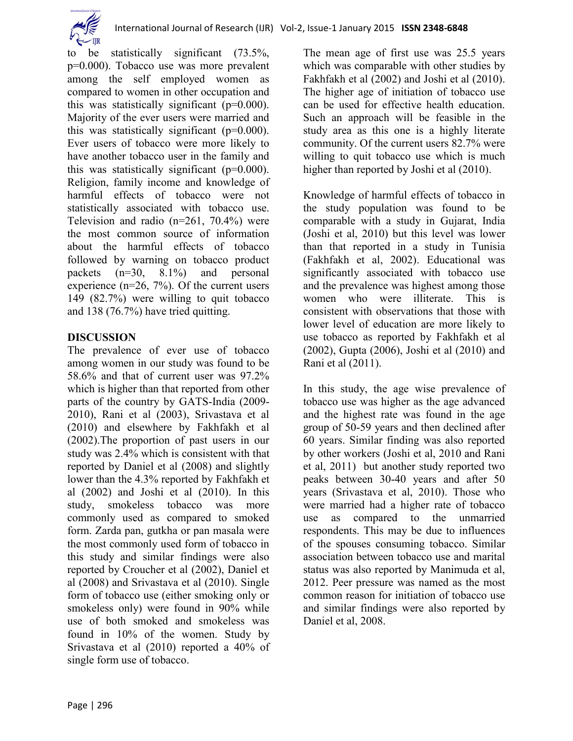to be statistically significant (73.5%, p=0.000). Tobacco use was more prevalent among the self employed women as compared to women in other occupation and this was statistically significant (p=0.000). Majority of the ever users were married and this was statistically significant (p=0.000). Ever users of tobacco were more likely to have another tobacco user in the family and this was statistically significant (p=0.000). Religion, family income and knowledge of harmful effects of tobacco were not statistically associated with tobacco use. Television and radio (n=261, 70.4%) were the most common source of information about the harmful effects of tobacco followed by warning on tobacco product packets (n=30, 8.1%) and personal experience (n=26, 7%). Of the current users 149 (82.7%) were willing to quit tobacco and 138 (76.7%) have tried quitting.

## DISCUSSION

The prevalence of ever use of tobacco among women in our study was found to be 58.6% and that of current user was 97.2% which is higher than that reported from other parts of the country by GATS-India (2009-2010), Rani et al (2003), Srivastava et al (2010) and elsewhere by Fakhfakh et al (2002).The proportion of past users in our study was 2.4% which is consistent with that reported by Daniel et al (2008) and slightly lower than the 4.3% reported by Fakhfakh et al (2002) and Joshi et al (2010). In this study, smokeless tobacco was more commonly used as compared to smoked form. Zarda pan, gutkha or pan masala were the most commonly used form of tobacco in this study and similar findings were also reported by Croucher et al (2002), Daniel et al (2008) and Srivastava et al (2010). Single form of tobacco use (either smoking only or smokeless only) were found in 90% while use of both smoked and smokeless was found in 10% of the women. Study by Srivastava et al (2010) reported a 40% of single form use of tobacco.

The mean age of first use was 25.5 years which was comparable with other studies by Fakhfakh et al (2002) and Joshi et al (2010). The higher age of initiation of tobacco use can be used for effective health education. Such an approach will be feasible in the study area as this one is a highly literate community. Of the current users 82.7% were willing to quit tobacco use which is much higher than reported by Joshi et al (2010).

Knowledge of harmful effects of tobacco in the study population was found to be comparable with a study in Gujarat, India (Joshi et al, 2010) but this level was lower than that reported in a study in Tunisia (Fakhfakh et al, 2002). Educational was significantly associated with tobacco use and the prevalence was highest among those women who were illiterate. This is consistent with observations that those with lower level of education are more likely to use tobacco as reported by Fakhfakh et al (2002), Gupta (2006), Joshi et al (2010) and Rani et al (2011).

In this study, the age wise prevalence of tobacco use was higher as the age advanced and the highest rate was found in the age group of 50-59 years and then declined after 60 years. Similar finding was also reported by other workers (Joshi et al, 2010 and Rani et al, 2011) but another study reported two peaks between 30-40 years and after 50 years (Srivastava et al, 2010). Those who were married had a higher rate of tobacco use as compared to the unmarried respondents. This may be due to influences of the spouses consuming tobacco. Similar association between tobacco use and marital status was also reported by Manimuda et al, 2012. Peer pressure was named as the most common reason for initiation of tobacco use and similar findings were also reported by Daniel et al, 2008.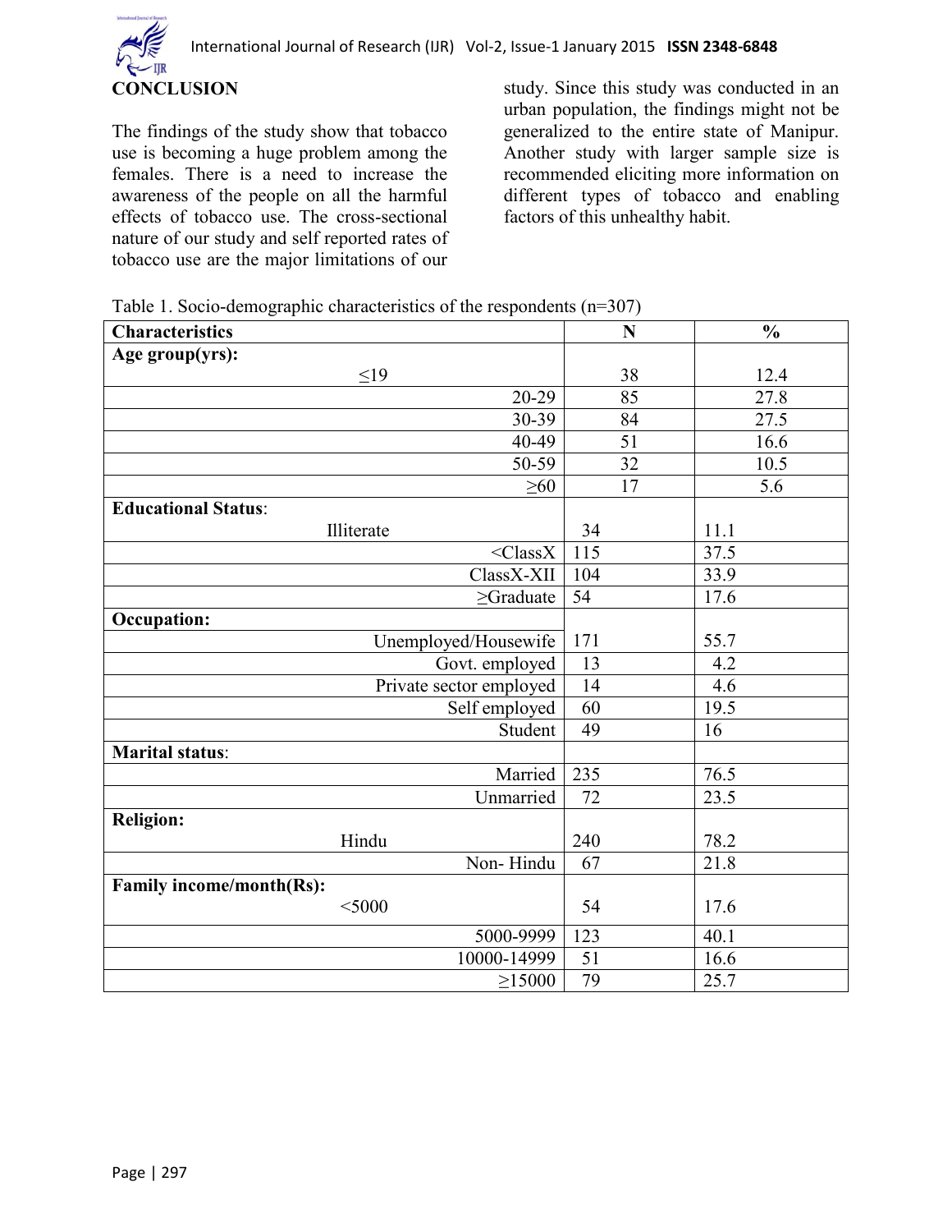## CONCLUSION

The findings of the study show that tobacco use is becoming a huge problem among the females. There is a need to increase the awareness of the people on all the harmful effects of tobacco use. The cross-sectional nature of our study and self reported rates of tobacco use are the major limitations of our study. Since this study was conducted in an urban population, the findings might not be generalized to the entire state of Manipur. Another study with larger sample size is recommended eliciting more information on different types of tobacco and enabling factors of this unhealthy habit.

Table 1. Socio-demographic characteristics of the respondents (n=307)

| Characteristics | N | % |
|---|---|---|
| **Age group(yrs):** | | |
| ≤19 | 38 | 12.4 |
| 20-29 | 85 | 27.8 |
| 30-39 | 84 | 27.5 |
| 40-49 | 51 | 16.6 |
| 50-59 | 32 | 10.5 |
| ≥60 | 17 | 5.6 |
| **Educational Status**: | | |
| Illiterate | 34 | 11.1 |
| <ClassX | 115 | 37.5 |
| ClassX-XII | 104 | 33.9 |
| ≥Graduate | 54 | 17.6 |
| **Occupation:** | | |
| Unemployed/Housewife | 171 | 55.7 |
| Govt. employed | 13 | 4.2 |
| Private sector employed | 14 | 4.6 |
| Self employed | 60 | 19.5 |
| Student | 49 | 16 |
| **Marital status**: | | |
| Married | 235 | 76.5 |
| Unmarried | 72 | 23.5 |
| **Religion:** | | |
| Hindu | 240 | 78.2 |
| Non- Hindu | 67 | 21.8 |
| **Family income/month(Rs):** | | |
| <5000 | 54 | 17.6 |
| 5000-9999 | 123 | 40.1 |
| 10000-14999 | 51 | 16.6 |
| ≥15000 | 79 | 25.7 |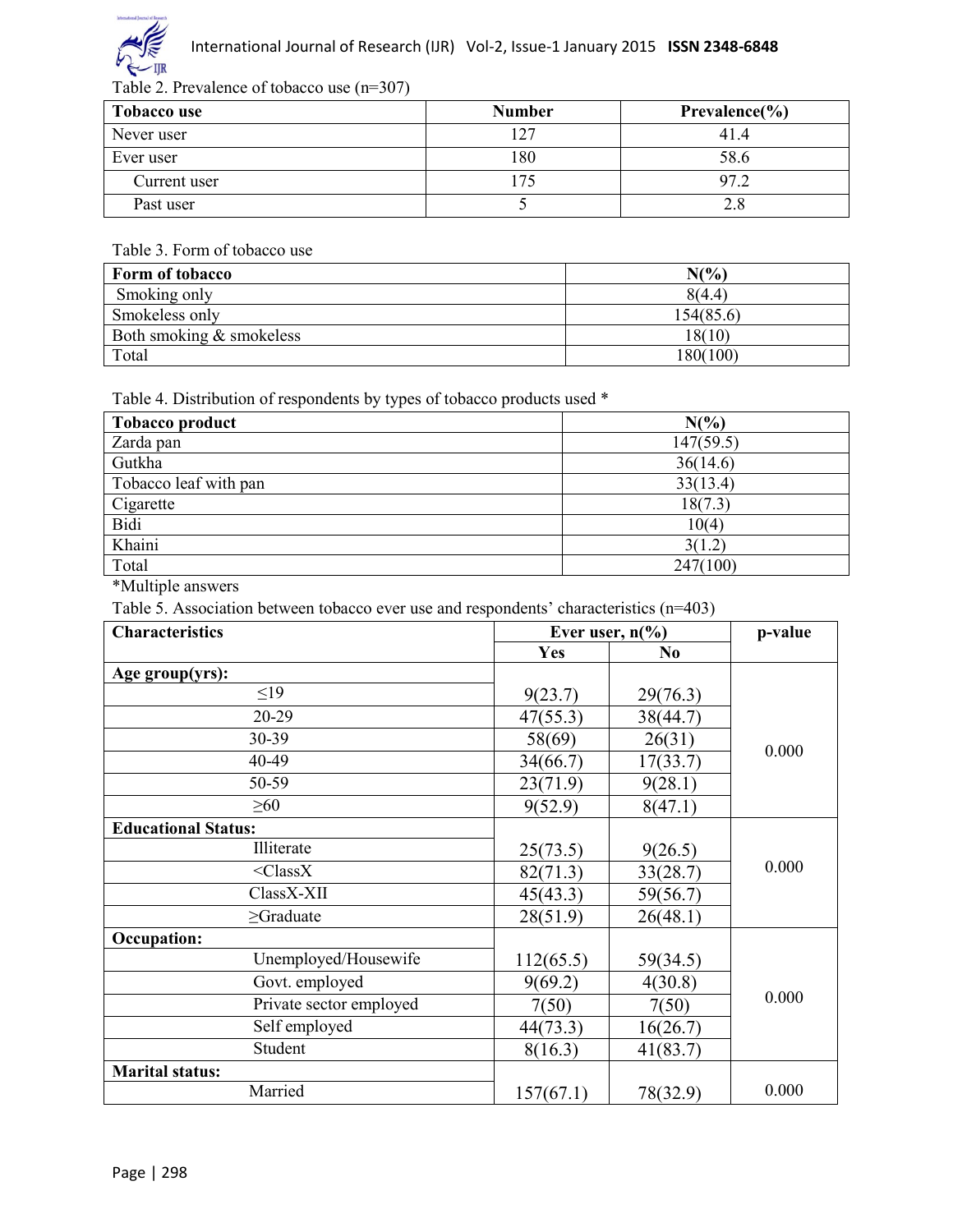Table 2. Prevalence of tobacco use (n=307)

| Tobacco use | Number | Prevalence(%) |
|---|---|---|
| Never user | 127 | 41.4 |
| Ever user | 180 | 58.6 |
| Current user | 175 | 97.2 |
| Past user | 5 | 2.8 |

Table 3. Form of tobacco use

| Form of tobacco | N(%) |
|---|---|
| Smoking only | 8(4.4) |
| Smokeless only | 154(85.6) |
| Both smoking & smokeless | 18(10) |
| Total | 180(100) |

Table 4. Distribution of respondents by types of tobacco products used *

| Tobacco product | N(%) |
|---|---|
| Zarda pan | 147(59.5) |
| Gutkha | 36(14.6) |
| Tobacco leaf with pan | 33(13.4) |
| Cigarette | 18(7.3) |
| Bidi | 10(4) |
| Khaini | 3(1.2) |
| Total | 247(100) |

*Multiple answers

Table 5. Association between tobacco ever use and respondents' characteristics (n=403)

| Characteristics | Ever user, n(%) | | p-value |
|---|---|---|---|
| | Yes | No | |
| **Age group(yrs):** | | | |
| ≤19 | 9(23.7) | 29(76.3) | 0.000 |
| 20-29 | 47(55.3) | 38(44.7) | |
| 30-39 | 58(69) | 26(31) | |
| 40-49 | 34(66.7) | 17(33.7) | |
| 50-59 | 23(71.9) | 9(28.1) | |
| ≥60 | 9(52.9) | 8(47.1) | |
| **Educational Status:** | | | |
| Illiterate | 25(73.5) | 9(26.5) | 0.000 |
| <ClassX | 82(71.3) | 33(28.7) | |
| ClassX-XII | 45(43.3) | 59(56.7) | |
| ≥Graduate | 28(51.9) | 26(48.1) | |
| **Occupation:** | | | |
| Unemployed/Housewife | 112(65.5) | 59(34.5) | 0.000 |
| Govt. employed | 9(69.2) | 4(30.8) | |
| Private sector employed | 7(50) | 7(50) | |
| Self employed | 44(73.3) | 16(26.7) | |
| Student | 8(16.3) | 41(83.7) | |
| **Marital status:** | | | |
| Married | 157(67.1) | 78(32.9) | 0.000 |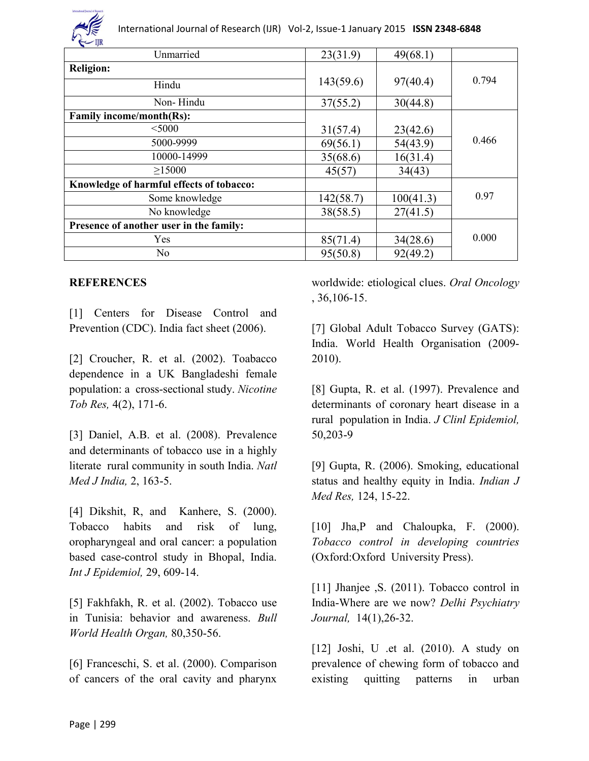| | | | |
|---|---|---|---|
| Unmarried | 23(31.9) | 49(68.1) | |
| **Religion:** | | | |
| Hindu | 143(59.6) | 97(40.4) | 0.794 |
| Non- Hindu | 37(55.2) | 30(44.8) | |
| **Family income/month(Rs):** | | | |
| <5000 | 31(57.4) | 23(42.6) | 0.466 |
| 5000-9999 | 69(56.1) | 54(43.9) | |
| 10000-14999 | 35(68.6) | 16(31.4) | |
| ≥15000 | 45(57) | 34(43) | |
| **Knowledge of harmful effects of tobacco:** | | | |
| Some knowledge | 142(58.7) | 100(41.3) | 0.97 |
| No knowledge | 38(58.5) | 27(41.5) | |
| **Presence of another user in the family:** | | | |
| Yes | 85(71.4) | 34(28.6) | 0.000 |
| No | 95(50.8) | 92(49.2) | |

## REFERENCES

[1] Centers for Disease Control and Prevention (CDC). India fact sheet (2006).

[2] Croucher, R. et al. (2002). Toabacco dependence in a UK Bangladeshi female population: a cross-sectional study. *Nicotine Tob Res,* 4(2), 171-6.

[3] Daniel, A.B. et al. (2008). Prevalence and determinants of tobacco use in a highly literate rural community in south India. *Natl Med J India,* 2, 163-5.

[4] Dikshit, R, and Kanhere, S. (2000). Tobacco habits and risk of lung, oropharyngeal and oral cancer: a population based case-control study in Bhopal, India. *Int J Epidemiol,* 29, 609-14.

[5] Fakhfakh, R. et al. (2002). Tobacco use in Tunisia: behavior and awareness. *Bull World Health Organ,* 80,350-56.

[6] Franceschi, S. et al. (2000). Comparison of cancers of the oral cavity and pharynx worldwide: etiological clues. *Oral Oncology* , 36,106-15.

[7] Global Adult Tobacco Survey (GATS): India. World Health Organisation (2009-2010).

[8] Gupta, R. et al. (1997). Prevalence and determinants of coronary heart disease in a rural population in India. *J Clinl Epidemiol,* 50,203-9

[9] Gupta, R. (2006). Smoking, educational status and healthy equity in India. *Indian J Med Res,* 124, 15-22.

[10] Jha,P and Chaloupka, F. (2000). *Tobacco control in developing countries* (Oxford:Oxford University Press).

[11] Jhanjee ,S. (2011). Tobacco control in India-Where are we now? *Delhi Psychiatry Journal,* 14(1),26-32.

[12] Joshi, U .et al. (2010). A study on prevalence of chewing form of tobacco and existing quitting patterns in urban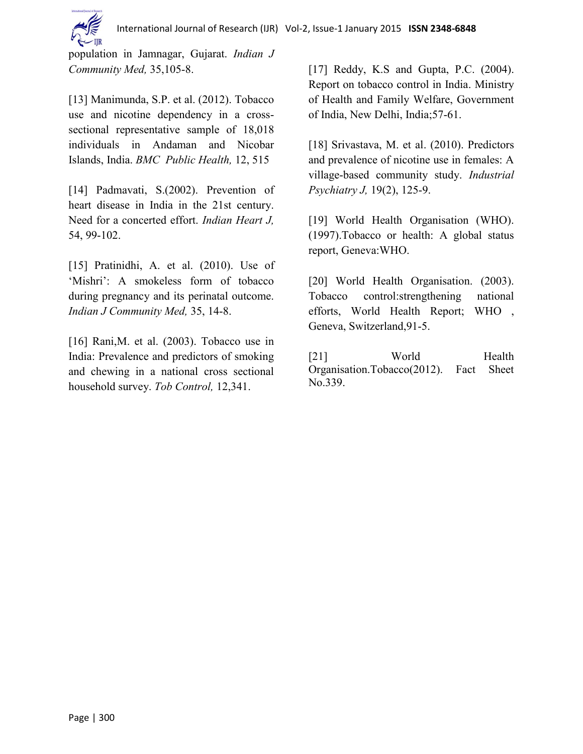population in Jamnagar, Gujarat. *Indian J Community Med,* 35,105-8.

[13] Manimunda, S.P. et al. (2012). Tobacco use and nicotine dependency in a cross-sectional representative sample of 18,018 individuals in Andaman and Nicobar Islands, India. *BMC Public Health,* 12, 515

[14] Padmavati, S.(2002). Prevention of heart disease in India in the 21st century. Need for a concerted effort. *Indian Heart J,* 54, 99-102.

[15] Pratinidhi, A. et al. (2010). Use of 'Mishri': A smokeless form of tobacco during pregnancy and its perinatal outcome. *Indian J Community Med,* 35, 14-8.

[16] Rani,M. et al. (2003). Tobacco use in India: Prevalence and predictors of smoking and chewing in a national cross sectional household survey. *Tob Control,* 12,341.

[17] Reddy, K.S and Gupta, P.C. (2004). Report on tobacco control in India. Ministry of Health and Family Welfare, Government of India, New Delhi, India;57-61.

[18] Srivastava, M. et al. (2010). Predictors and prevalence of nicotine use in females: A village-based community study. *Industrial Psychiatry J,* 19(2), 125-9.

[19] World Health Organisation (WHO). (1997).Tobacco or health: A global status report, Geneva:WHO.

[20] World Health Organisation. (2003). Tobacco control:strengthening national efforts, World Health Report; WHO , Geneva, Switzerland,91-5.

[21] World Health Organisation.Tobacco(2012). Fact Sheet No.339.